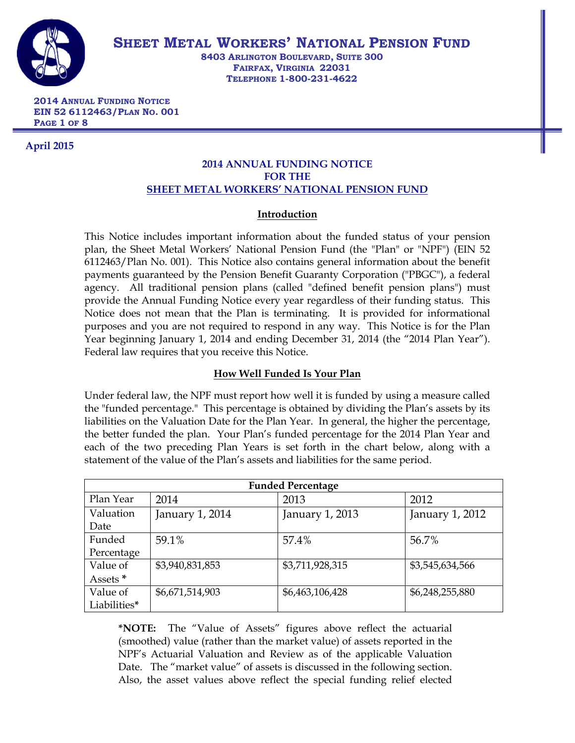# Sheet Metal Workers' National Pension Fund

**8403 Arlington Boulevard, Suite 300**
**Fairfax, Virginia 22031**
**Telephone 1-800-231-4622**

**2014 Annual Funding Notice**
**EIN 52 6112463/Plan No. 001**

**April 2015**

## 2014 ANNUAL FUNDING NOTICE FOR THE SHEET METAL WORKERS' NATIONAL PENSION FUND

### Introduction

This Notice includes important information about the funded status of your pension plan, the Sheet Metal Workers' National Pension Fund (the "Plan" or "NPF") (EIN 52 6112463/Plan No. 001). This Notice also contains general information about the benefit payments guaranteed by the Pension Benefit Guaranty Corporation ("PBGC"), a federal agency. All traditional pension plans (called "defined benefit pension plans") must provide the Annual Funding Notice every year regardless of their funding status. This Notice does not mean that the Plan is terminating. It is provided for informational purposes and you are not required to respond in any way. This Notice is for the Plan Year beginning January 1, 2014 and ending December 31, 2014 (the "2014 Plan Year"). Federal law requires that you receive this Notice.

### How Well Funded Is Your Plan

Under federal law, the NPF must report how well it is funded by using a measure called the "funded percentage." This percentage is obtained by dividing the Plan's assets by its liabilities on the Valuation Date for the Plan Year. In general, the higher the percentage, the better funded the plan. Your Plan's funded percentage for the 2014 Plan Year and each of the two preceding Plan Years is set forth in the chart below, along with a statement of the value of the Plan's assets and liabilities for the same period.

| Funded Percentage | | | |
|---|---|---|---|
| Plan Year | 2014 | 2013 | 2012 |
| Valuation Date | January 1, 2014 | January 1, 2013 | January 1, 2012 |
| Funded Percentage | 59.1% | 57.4% | 56.7% |
| Value of Assets * | $3,940,831,853 | $3,711,928,315 | $3,545,634,566 |
| Value of Liabilities* | $6,671,514,903 | $6,463,106,428 | $6,248,255,880 |

**\*NOTE:** The "Value of Assets" figures above reflect the actuarial (smoothed) value (rather than the market value) of assets reported in the NPF's Actuarial Valuation and Review as of the applicable Valuation Date. The "market value" of assets is discussed in the following section. Also, the asset values above reflect the special funding relief elected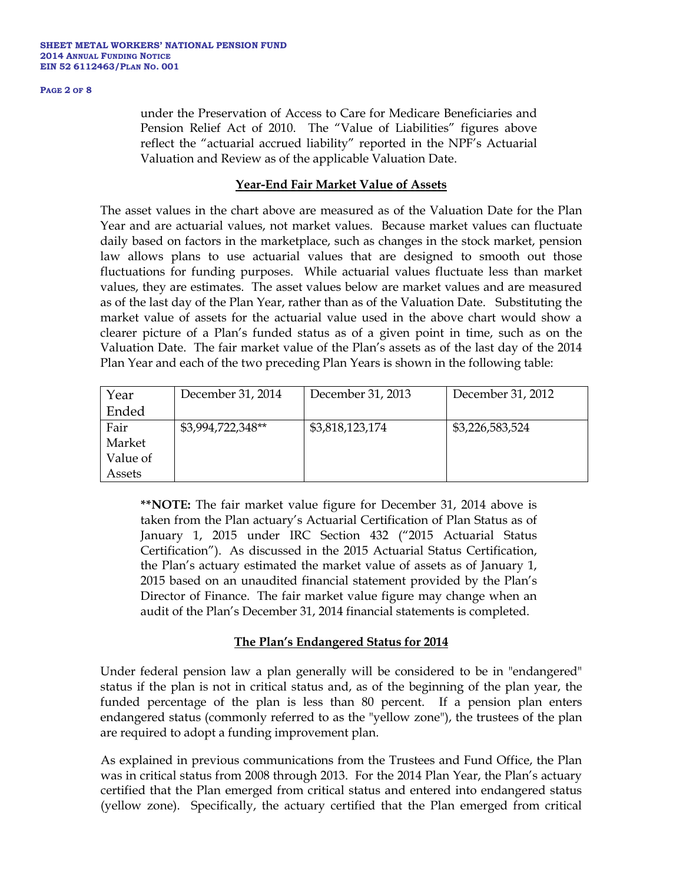under the Preservation of Access to Care for Medicare Beneficiaries and Pension Relief Act of 2010. The "Value of Liabilities" figures above reflect the "actuarial accrued liability" reported in the NPF's Actuarial Valuation and Review as of the applicable Valuation Date.

## Year-End Fair Market Value of Assets

The asset values in the chart above are measured as of the Valuation Date for the Plan Year and are actuarial values, not market values. Because market values can fluctuate daily based on factors in the marketplace, such as changes in the stock market, pension law allows plans to use actuarial values that are designed to smooth out those fluctuations for funding purposes. While actuarial values fluctuate less than market values, they are estimates. The asset values below are market values and are measured as of the last day of the Plan Year, rather than as of the Valuation Date. Substituting the market value of assets for the actuarial value used in the above chart would show a clearer picture of a Plan's funded status as of a given point in time, such as on the Valuation Date. The fair market value of the Plan's assets as of the last day of the 2014 Plan Year and each of the two preceding Plan Years is shown in the following table:

| Year Ended | December 31, 2014 | December 31, 2013 | December 31, 2012 |
|---|---|---|---|
| Fair Market Value of Assets | $3,994,722,348** | $3,818,123,174 | $3,226,583,524 |

**\*\*NOTE:** The fair market value figure for December 31, 2014 above is taken from the Plan actuary's Actuarial Certification of Plan Status as of January 1, 2015 under IRC Section 432 ("2015 Actuarial Status Certification"). As discussed in the 2015 Actuarial Status Certification, the Plan's actuary estimated the market value of assets as of January 1, 2015 based on an unaudited financial statement provided by the Plan's Director of Finance. The fair market value figure may change when an audit of the Plan's December 31, 2014 financial statements is completed.

## The Plan's Endangered Status for 2014

Under federal pension law a plan generally will be considered to be in "endangered" status if the plan is not in critical status and, as of the beginning of the plan year, the funded percentage of the plan is less than 80 percent. If a pension plan enters endangered status (commonly referred to as the "yellow zone"), the trustees of the plan are required to adopt a funding improvement plan.

As explained in previous communications from the Trustees and Fund Office, the Plan was in critical status from 2008 through 2013. For the 2014 Plan Year, the Plan's actuary certified that the Plan emerged from critical status and entered into endangered status (yellow zone). Specifically, the actuary certified that the Plan emerged from critical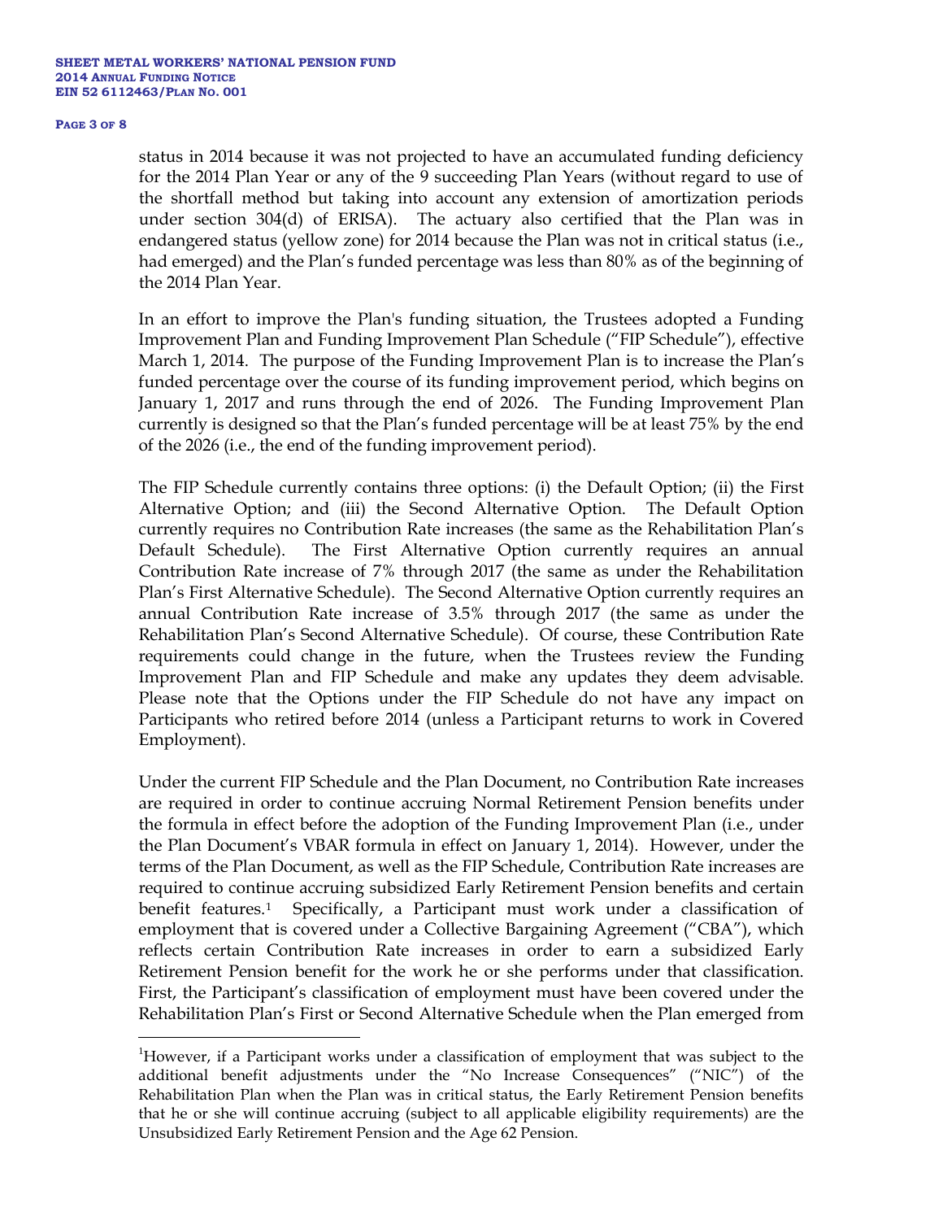status in 2014 because it was not projected to have an accumulated funding deficiency for the 2014 Plan Year or any of the 9 succeeding Plan Years (without regard to use of the shortfall method but taking into account any extension of amortization periods under section 304(d) of ERISA). The actuary also certified that the Plan was in endangered status (yellow zone) for 2014 because the Plan was not in critical status (i.e., had emerged) and the Plan's funded percentage was less than 80% as of the beginning of the 2014 Plan Year.

In an effort to improve the Plan's funding situation, the Trustees adopted a Funding Improvement Plan and Funding Improvement Plan Schedule ("FIP Schedule"), effective March 1, 2014. The purpose of the Funding Improvement Plan is to increase the Plan's funded percentage over the course of its funding improvement period, which begins on January 1, 2017 and runs through the end of 2026. The Funding Improvement Plan currently is designed so that the Plan's funded percentage will be at least 75% by the end of the 2026 (i.e., the end of the funding improvement period).

The FIP Schedule currently contains three options: (i) the Default Option; (ii) the First Alternative Option; and (iii) the Second Alternative Option. The Default Option currently requires no Contribution Rate increases (the same as the Rehabilitation Plan's Default Schedule). The First Alternative Option currently requires an annual Contribution Rate increase of 7% through 2017 (the same as under the Rehabilitation Plan's First Alternative Schedule). The Second Alternative Option currently requires an annual Contribution Rate increase of 3.5% through 2017 (the same as under the Rehabilitation Plan's Second Alternative Schedule). Of course, these Contribution Rate requirements could change in the future, when the Trustees review the Funding Improvement Plan and FIP Schedule and make any updates they deem advisable. Please note that the Options under the FIP Schedule do not have any impact on Participants who retired before 2014 (unless a Participant returns to work in Covered Employment).

Under the current FIP Schedule and the Plan Document, no Contribution Rate increases are required in order to continue accruing Normal Retirement Pension benefits under the formula in effect before the adoption of the Funding Improvement Plan (i.e., under the Plan Document's VBAR formula in effect on January 1, 2014). However, under the terms of the Plan Document, as well as the FIP Schedule, Contribution Rate increases are required to continue accruing subsidized Early Retirement Pension benefits and certain benefit features.[1] Specifically, a Participant must work under a classification of employment that is covered under a Collective Bargaining Agreement ("CBA"), which reflects certain Contribution Rate increases in order to earn a subsidized Early Retirement Pension benefit for the work he or she performs under that classification. First, the Participant's classification of employment must have been covered under the Rehabilitation Plan's First or Second Alternative Schedule when the Plan emerged from

[1]However, if a Participant works under a classification of employment that was subject to the additional benefit adjustments under the "No Increase Consequences" ("NIC") of the Rehabilitation Plan when the Plan was in critical status, the Early Retirement Pension benefits that he or she will continue accruing (subject to all applicable eligibility requirements) are the Unsubsidized Early Retirement Pension and the Age 62 Pension.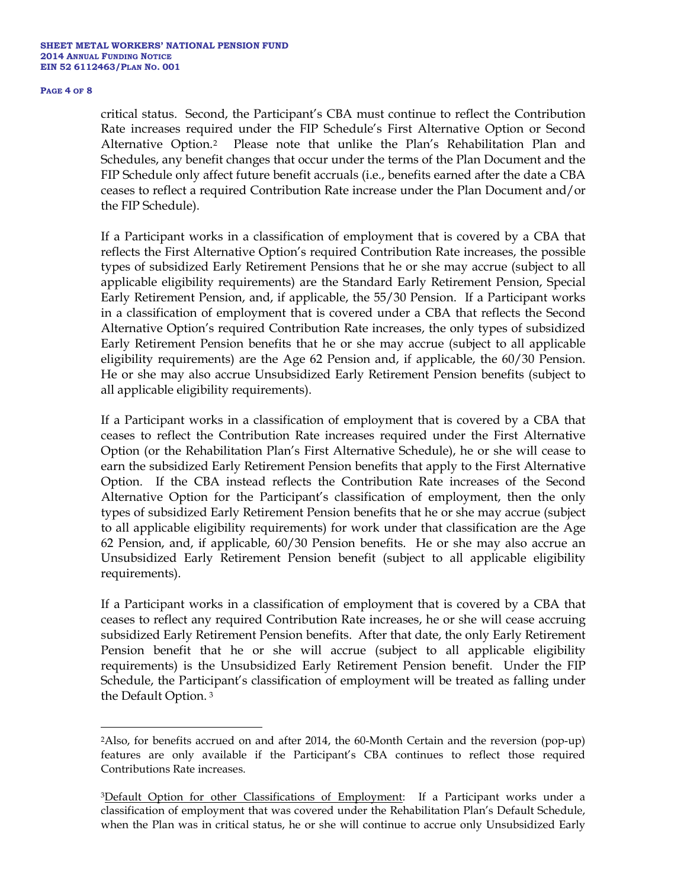critical status. Second, the Participant's CBA must continue to reflect the Contribution Rate increases required under the FIP Schedule's First Alternative Option or Second Alternative Option.[2] Please note that unlike the Plan's Rehabilitation Plan and Schedules, any benefit changes that occur under the terms of the Plan Document and the FIP Schedule only affect future benefit accruals (i.e., benefits earned after the date a CBA ceases to reflect a required Contribution Rate increase under the Plan Document and/or the FIP Schedule).

If a Participant works in a classification of employment that is covered by a CBA that reflects the First Alternative Option's required Contribution Rate increases, the possible types of subsidized Early Retirement Pensions that he or she may accrue (subject to all applicable eligibility requirements) are the Standard Early Retirement Pension, Special Early Retirement Pension, and, if applicable, the 55/30 Pension. If a Participant works in a classification of employment that is covered under a CBA that reflects the Second Alternative Option's required Contribution Rate increases, the only types of subsidized Early Retirement Pension benefits that he or she may accrue (subject to all applicable eligibility requirements) are the Age 62 Pension and, if applicable, the 60/30 Pension. He or she may also accrue Unsubsidized Early Retirement Pension benefits (subject to all applicable eligibility requirements).

If a Participant works in a classification of employment that is covered by a CBA that ceases to reflect the Contribution Rate increases required under the First Alternative Option (or the Rehabilitation Plan's First Alternative Schedule), he or she will cease to earn the subsidized Early Retirement Pension benefits that apply to the First Alternative Option. If the CBA instead reflects the Contribution Rate increases of the Second Alternative Option for the Participant's classification of employment, then the only types of subsidized Early Retirement Pension benefits that he or she may accrue (subject to all applicable eligibility requirements) for work under that classification are the Age 62 Pension, and, if applicable, 60/30 Pension benefits. He or she may also accrue an Unsubsidized Early Retirement Pension benefit (subject to all applicable eligibility requirements).

If a Participant works in a classification of employment that is covered by a CBA that ceases to reflect any required Contribution Rate increases, he or she will cease accruing subsidized Early Retirement Pension benefits. After that date, the only Early Retirement Pension benefit that he or she will accrue (subject to all applicable eligibility requirements) is the Unsubsidized Early Retirement Pension benefit. Under the FIP Schedule, the Participant's classification of employment will be treated as falling under the Default Option.[3]

---

[2] Also, for benefits accrued on and after 2014, the 60-Month Certain and the reversion (pop-up) features are only available if the Participant's CBA continues to reflect those required Contributions Rate increases.

[3] Default Option for other Classifications of Employment: If a Participant works under a classification of employment that was covered under the Rehabilitation Plan's Default Schedule, when the Plan was in critical status, he or she will continue to accrue only Unsubsidized Early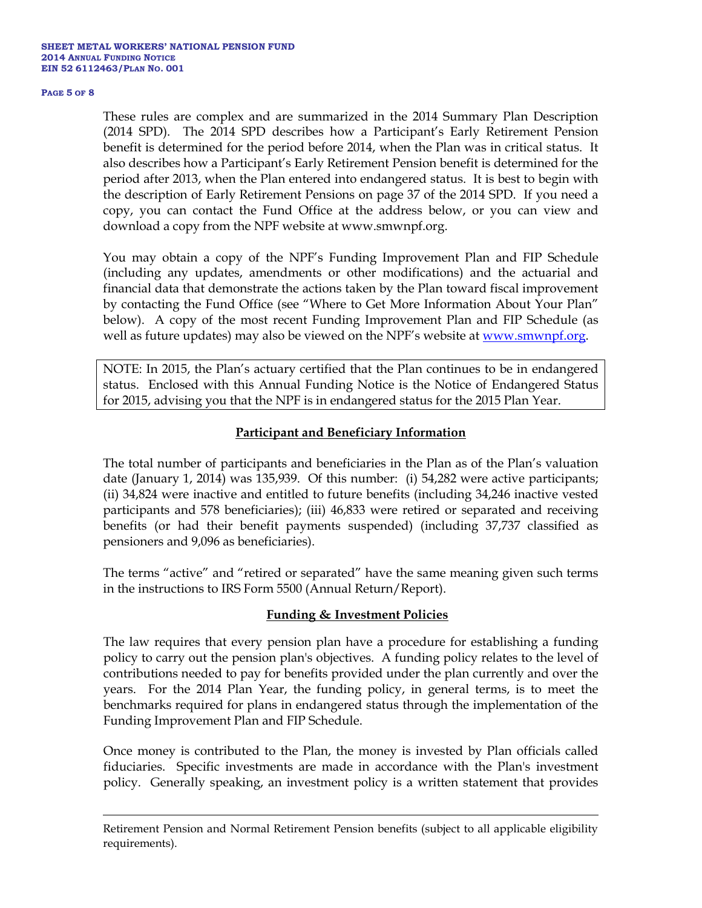These rules are complex and are summarized in the 2014 Summary Plan Description (2014 SPD). The 2014 SPD describes how a Participant's Early Retirement Pension benefit is determined for the period before 2014, when the Plan was in critical status. It also describes how a Participant's Early Retirement Pension benefit is determined for the period after 2013, when the Plan entered into endangered status. It is best to begin with the description of Early Retirement Pensions on page 37 of the 2014 SPD. If you need a copy, you can contact the Fund Office at the address below, or you can view and download a copy from the NPF website at www.smwnpf.org.

You may obtain a copy of the NPF's Funding Improvement Plan and FIP Schedule (including any updates, amendments or other modifications) and the actuarial and financial data that demonstrate the actions taken by the Plan toward fiscal improvement by contacting the Fund Office (see "Where to Get More Information About Your Plan" below). A copy of the most recent Funding Improvement Plan and FIP Schedule (as well as future updates) may also be viewed on the NPF's website at www.smwnpf.org.

NOTE: In 2015, the Plan's actuary certified that the Plan continues to be in endangered status. Enclosed with this Annual Funding Notice is the Notice of Endangered Status for 2015, advising you that the NPF is in endangered status for the 2015 Plan Year.

## Participant and Beneficiary Information

The total number of participants and beneficiaries in the Plan as of the Plan's valuation date (January 1, 2014) was 135,939. Of this number: (i) 54,282 were active participants; (ii) 34,824 were inactive and entitled to future benefits (including 34,246 inactive vested participants and 578 beneficiaries); (iii) 46,833 were retired or separated and receiving benefits (or had their benefit payments suspended) (including 37,737 classified as pensioners and 9,096 as beneficiaries).

The terms "active" and "retired or separated" have the same meaning given such terms in the instructions to IRS Form 5500 (Annual Return/Report).

## Funding & Investment Policies

The law requires that every pension plan have a procedure for establishing a funding policy to carry out the pension plan's objectives. A funding policy relates to the level of contributions needed to pay for benefits provided under the plan currently and over the years. For the 2014 Plan Year, the funding policy, in general terms, is to meet the benchmarks required for plans in endangered status through the implementation of the Funding Improvement Plan and FIP Schedule.

Once money is contributed to the Plan, the money is invested by Plan officials called fiduciaries. Specific investments are made in accordance with the Plan's investment policy. Generally speaking, an investment policy is a written statement that provides

---

Retirement Pension and Normal Retirement Pension benefits (subject to all applicable eligibility requirements).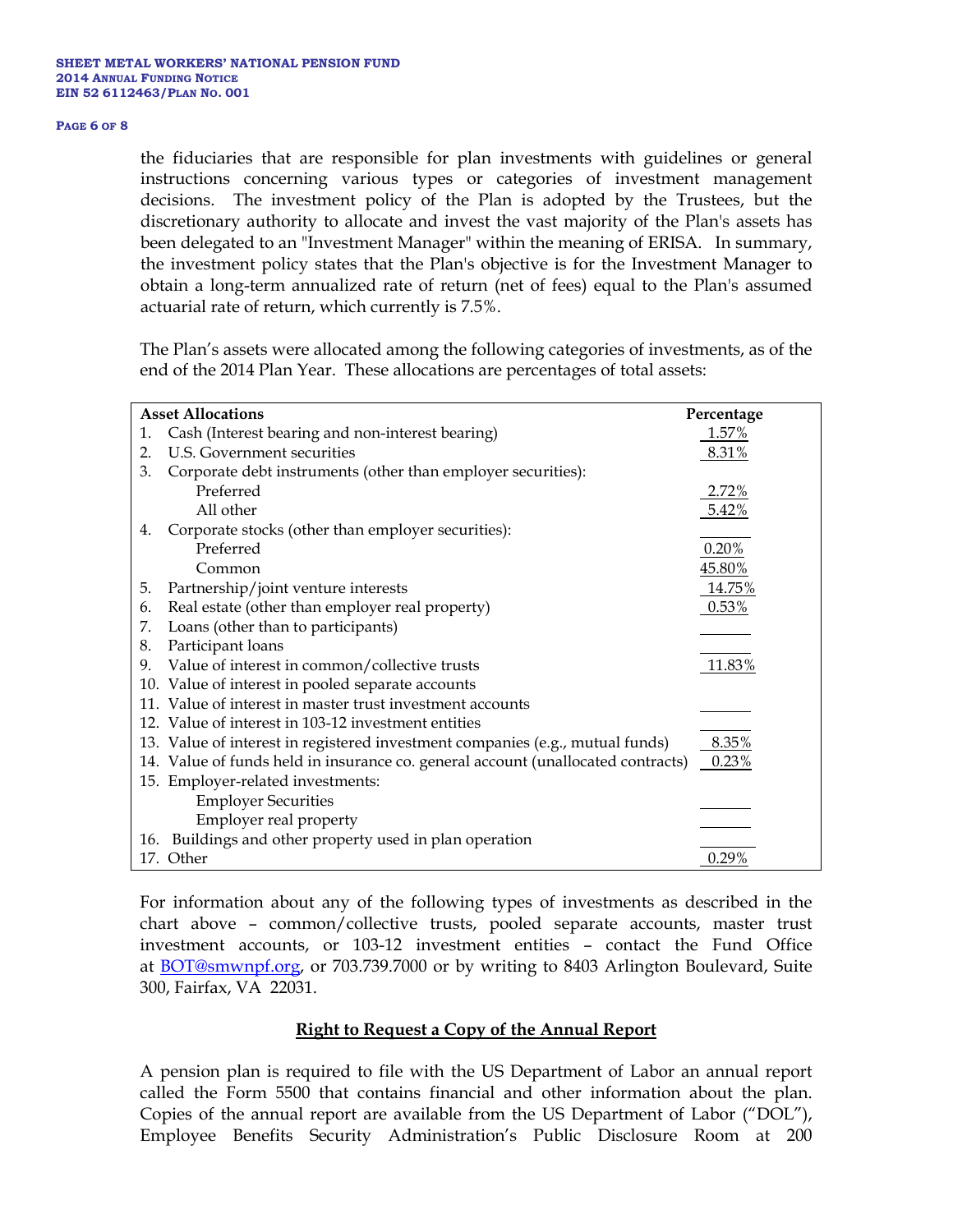the fiduciaries that are responsible for plan investments with guidelines or general instructions concerning various types or categories of investment management decisions. The investment policy of the Plan is adopted by the Trustees, but the discretionary authority to allocate and invest the vast majority of the Plan's assets has been delegated to an "Investment Manager" within the meaning of ERISA. In summary, the investment policy states that the Plan's objective is for the Investment Manager to obtain a long-term annualized rate of return (net of fees) equal to the Plan's assumed actuarial rate of return, which currently is 7.5%.

The Plan's assets were allocated among the following categories of investments, as of the end of the 2014 Plan Year. These allocations are percentages of total assets:

| Asset Allocations | Percentage |
|---|---|
| 1. Cash (Interest bearing and non-interest bearing) | 1.57% |
| 2. U.S. Government securities | 8.31% |
| 3. Corporate debt instruments (other than employer securities): | |
| Preferred | 2.72% |
| All other | 5.42% |
| 4. Corporate stocks (other than employer securities): | |
| Preferred | 0.20% |
| Common | 45.80% |
| 5. Partnership/joint venture interests | 14.75% |
| 6. Real estate (other than employer real property) | 0.53% |
| 7. Loans (other than to participants) | |
| 8. Participant loans | |
| 9. Value of interest in common/collective trusts | 11.83% |
| 10. Value of interest in pooled separate accounts | |
| 11. Value of interest in master trust investment accounts | |
| 12. Value of interest in 103-12 investment entities | |
| 13. Value of interest in registered investment companies (e.g., mutual funds) | 8.35% |
| 14. Value of funds held in insurance co. general account (unallocated contracts) | 0.23% |
| 15. Employer-related investments: | |
| Employer Securities | |
| Employer real property | |
| 16. Buildings and other property used in plan operation | |
| 17. Other | 0.29% |

For information about any of the following types of investments as described in the chart above – common/collective trusts, pooled separate accounts, master trust investment accounts, or 103-12 investment entities – contact the Fund Office at BOT@smwnpf.org, or 703.739.7000 or by writing to 8403 Arlington Boulevard, Suite 300, Fairfax, VA 22031.

**Right to Request a Copy of the Annual Report**

A pension plan is required to file with the US Department of Labor an annual report called the Form 5500 that contains financial and other information about the plan. Copies of the annual report are available from the US Department of Labor ("DOL"), Employee Benefits Security Administration's Public Disclosure Room at 200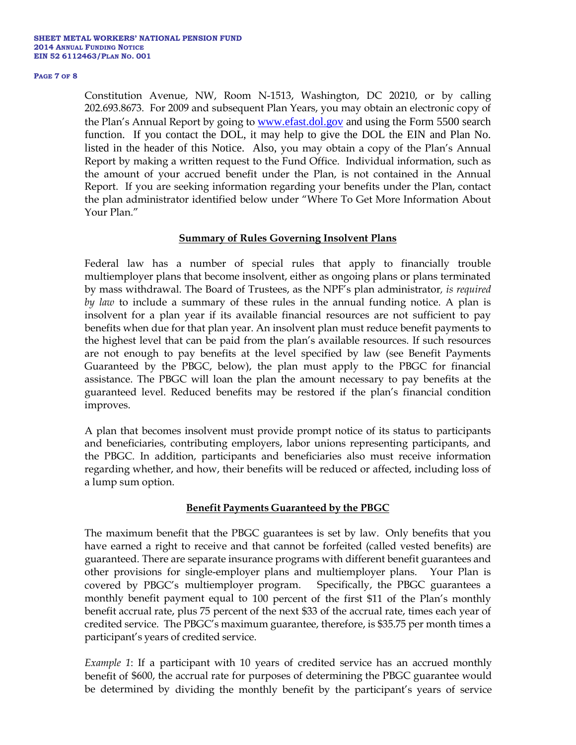Constitution Avenue, NW, Room N-1513, Washington, DC 20210, or by calling 202.693.8673. For 2009 and subsequent Plan Years, you may obtain an electronic copy of the Plan's Annual Report by going to www.efast.dol.gov and using the Form 5500 search function. If you contact the DOL, it may help to give the DOL the EIN and Plan No. listed in the header of this Notice. Also, you may obtain a copy of the Plan's Annual Report by making a written request to the Fund Office. Individual information, such as the amount of your accrued benefit under the Plan, is not contained in the Annual Report. If you are seeking information regarding your benefits under the Plan, contact the plan administrator identified below under "Where To Get More Information About Your Plan."

## Summary of Rules Governing Insolvent Plans

Federal law has a number of special rules that apply to financially trouble multiemployer plans that become insolvent, either as ongoing plans or plans terminated by mass withdrawal. The Board of Trustees, as the NPF's plan administrator, *is required by law* to include a summary of these rules in the annual funding notice. A plan is insolvent for a plan year if its available financial resources are not sufficient to pay benefits when due for that plan year. An insolvent plan must reduce benefit payments to the highest level that can be paid from the plan's available resources. If such resources are not enough to pay benefits at the level specified by law (see Benefit Payments Guaranteed by the PBGC, below), the plan must apply to the PBGC for financial assistance. The PBGC will loan the plan the amount necessary to pay benefits at the guaranteed level. Reduced benefits may be restored if the plan's financial condition improves.

A plan that becomes insolvent must provide prompt notice of its status to participants and beneficiaries, contributing employers, labor unions representing participants, and the PBGC. In addition, participants and beneficiaries also must receive information regarding whether, and how, their benefits will be reduced or affected, including loss of a lump sum option.

## Benefit Payments Guaranteed by the PBGC

The maximum benefit that the PBGC guarantees is set by law. Only benefits that you have earned a right to receive and that cannot be forfeited (called vested benefits) are guaranteed. There are separate insurance programs with different benefit guarantees and other provisions for single-employer plans and multiemployer plans. Your Plan is covered by PBGC's multiemployer program. Specifically, the PBGC guarantees a monthly benefit payment equal to 100 percent of the first $11 of the Plan's monthly benefit accrual rate, plus 75 percent of the next $33 of the accrual rate, times each year of credited service. The PBGC's maximum guarantee, therefore, is $35.75 per month times a participant's years of credited service.

*Example 1*: If a participant with 10 years of credited service has an accrued monthly benefit of $600, the accrual rate for purposes of determining the PBGC guarantee would be determined by dividing the monthly benefit by the participant's years of service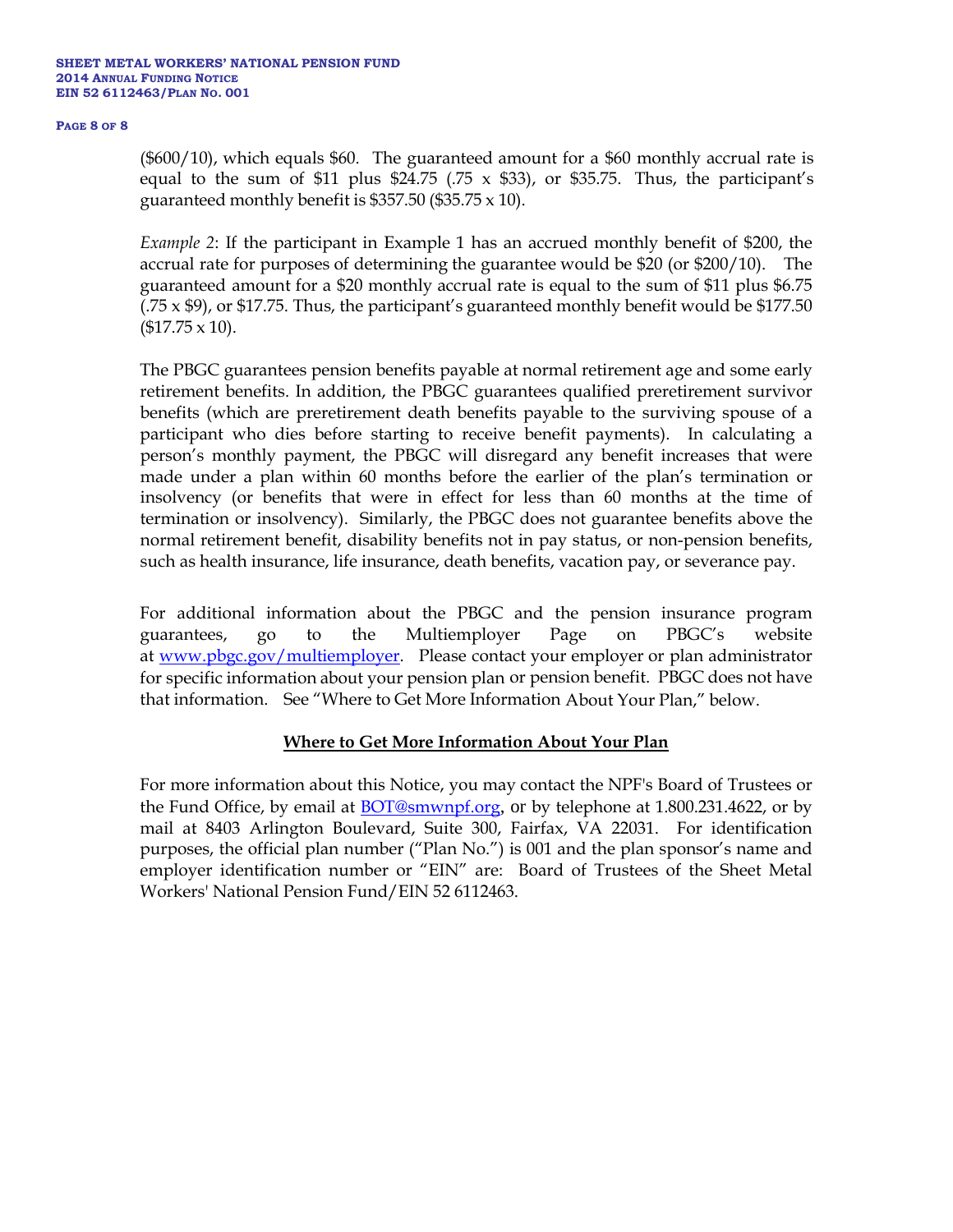($600/10), which equals $60. The guaranteed amount for a $60 monthly accrual rate is equal to the sum of $11 plus $24.75 (.75 x $33), or $35.75. Thus, the participant's guaranteed monthly benefit is $357.50 ($35.75 x 10).

*Example 2*: If the participant in Example 1 has an accrued monthly benefit of $200, the accrual rate for purposes of determining the guarantee would be $20 (or $200/10). The guaranteed amount for a $20 monthly accrual rate is equal to the sum of $11 plus $6.75 (.75 x $9), or $17.75. Thus, the participant's guaranteed monthly benefit would be $177.50 ($17.75 x 10).

The PBGC guarantees pension benefits payable at normal retirement age and some early retirement benefits. In addition, the PBGC guarantees qualified preretirement survivor benefits (which are preretirement death benefits payable to the surviving spouse of a participant who dies before starting to receive benefit payments). In calculating a person's monthly payment, the PBGC will disregard any benefit increases that were made under a plan within 60 months before the earlier of the plan's termination or insolvency (or benefits that were in effect for less than 60 months at the time of termination or insolvency). Similarly, the PBGC does not guarantee benefits above the normal retirement benefit, disability benefits not in pay status, or non-pension benefits, such as health insurance, life insurance, death benefits, vacation pay, or severance pay.

For additional information about the PBGC and the pension insurance program guarantees, go to the Multiemployer Page on PBGC's website at www.pbgc.gov/multiemployer. Please contact your employer or plan administrator for specific information about your pension plan or pension benefit. PBGC does not have that information. See "Where to Get More Information About Your Plan," below.

## Where to Get More Information About Your Plan

For more information about this Notice, you may contact the NPF's Board of Trustees or the Fund Office, by email at BOT@smwnpf.org, or by telephone at 1.800.231.4622, or by mail at 8403 Arlington Boulevard, Suite 300, Fairfax, VA 22031. For identification purposes, the official plan number ("Plan No.") is 001 and the plan sponsor's name and employer identification number or "EIN" are: Board of Trustees of the Sheet Metal Workers' National Pension Fund/EIN 52 6112463.